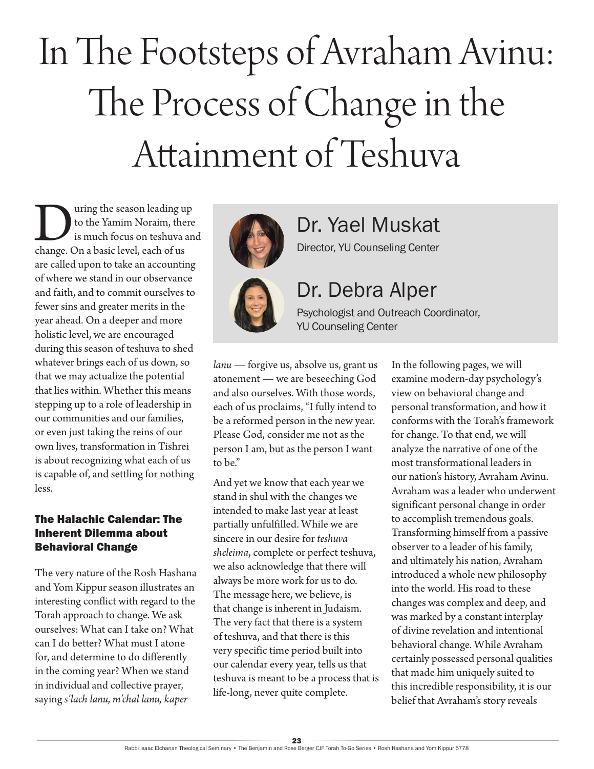# In The Footsteps of Avraham Avinu: The Process of Change in the Attainment of Teshuva

**Dr. Yael Muskat**
Director, YU Counseling Center

**Dr. Debra Alper**
Psychologist and Outreach Coordinator, YU Counseling Center

During the season leading up to the Yamim Noraim, there is much focus on teshuva and change. On a basic level, each of us are called upon to take an accounting of where we stand in our observance and faith, and to commit ourselves to fewer sins and greater merits in the year ahead. On a deeper and more holistic level, we are encouraged during this season of teshuva to shed whatever brings each of us down, so that we may actualize the potential that lies within. Whether this means stepping up to a role of leadership in our communities and our families, or even just taking the reins of our own lives, transformation in Tishrei is about recognizing what each of us is capable of, and settling for nothing less.

### The Halachic Calendar: The Inherent Dilemma about Behavioral Change

The very nature of the Rosh Hashana and Yom Kippur season illustrates an interesting conflict with regard to the Torah approach to change. We ask ourselves: What can I take on? What can I do better? What must I atone for, and determine to do differently in the coming year? When we stand in individual and collective prayer, saying *s'lach lanu, m'chal lanu, kaper lanu* — forgive us, absolve us, grant us atonement — we are beseeching God and also ourselves. With those words, each of us proclaims, "I fully intend to be a reformed person in the new year. Please God, consider me not as the person I am, but as the person I want to be."

And yet we know that each year we stand in shul with the changes we intended to make last year at least partially unfulfilled. While we are sincere in our desire for *teshuva sheleima*, complete or perfect teshuva, we also acknowledge that there will always be more work for us to do. The message here, we believe, is that change is inherent in Judaism. The very fact that there is a system of teshuva, and that there is this very specific time period built into our calendar every year, tells us that teshuva is meant to be a process that is life-long, never quite complete.

In the following pages, we will examine modern-day psychology's view on behavioral change and personal transformation, and how it conforms with the Torah's framework for change. To that end, we will analyze the narrative of one of the most transformational leaders in our nation's history, Avraham Avinu. Avraham was a leader who underwent significant personal change in order to accomplish tremendous goals. Transforming himself from a passive observer to a leader of his family, and ultimately his nation, Avraham introduced a whole new philosophy into the world. His road to these changes was complex and deep, and was marked by a constant interplay of divine revelation and intentional behavioral change. While Avraham certainly possessed personal qualities that made him uniquely suited to this incredible responsibility, it is our belief that Avraham's story reveals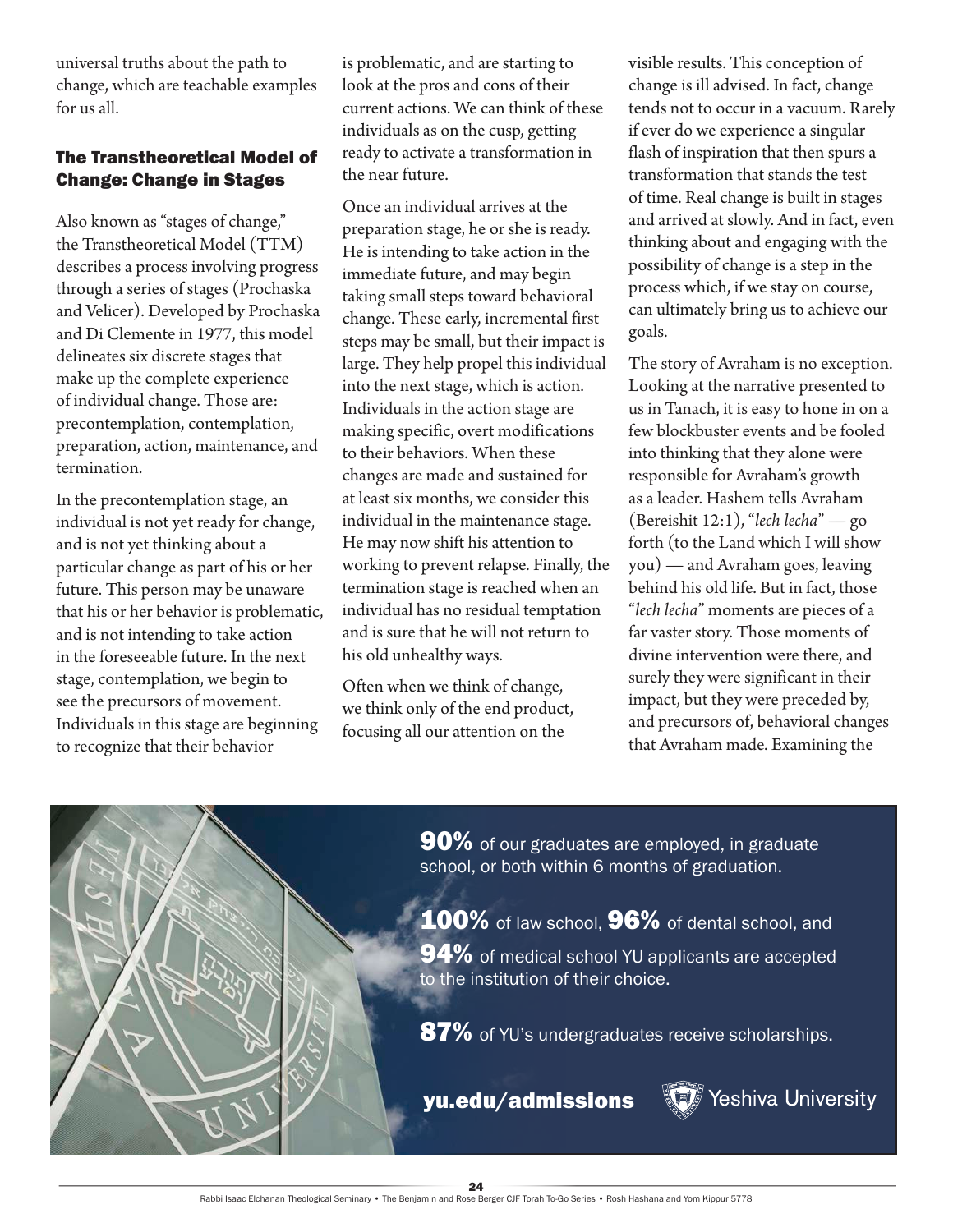universal truths about the path to change, which are teachable examples for us all.

### The Transtheoretical Model of Change: Change in Stages

Also known as "stages of change," the Transtheoretical Model (TTM) describes a process involving progress through a series of stages (Prochaska and Velicer). Developed by Prochaska and Di Clemente in 1977, this model delineates six discrete stages that make up the complete experience of individual change. Those are: precontemplation, contemplation, preparation, action, maintenance, and termination.

In the precontemplation stage, an individual is not yet ready for change, and is not yet thinking about a particular change as part of his or her future. This person may be unaware that his or her behavior is problematic, and is not intending to take action in the foreseeable future. In the next stage, contemplation, we begin to see the precursors of movement. Individuals in this stage are beginning to recognize that their behavior is problematic, and are starting to look at the pros and cons of their current actions. We can think of these individuals as on the cusp, getting ready to activate a transformation in the near future.

Once an individual arrives at the preparation stage, he or she is ready. He is intending to take action in the immediate future, and may begin taking small steps toward behavioral change. These early, incremental first steps may be small, but their impact is large. They help propel this individual into the next stage, which is action. Individuals in the action stage are making specific, overt modifications to their behaviors. When these changes are made and sustained for at least six months, we consider this individual in the maintenance stage. He may now shift his attention to working to prevent relapse. Finally, the termination stage is reached when an individual has no residual temptation and is sure that he will not return to his old unhealthy ways.

Often when we think of change, we think only of the end product, focusing all our attention on the visible results. This conception of change is ill advised. In fact, change tends not to occur in a vacuum. Rarely if ever do we experience a singular flash of inspiration that then spurs a transformation that stands the test of time. Real change is built in stages and arrived at slowly. And in fact, even thinking about and engaging with the possibility of change is a step in the process which, if we stay on course, can ultimately bring us to achieve our goals.

The story of Avraham is no exception. Looking at the narrative presented to us in Tanach, it is easy to hone in on a few blockbuster events and be fooled into thinking that they alone were responsible for Avraham's growth as a leader. Hashem tells Avraham (Bereishit 12:1), "*lech lecha*" — go forth (to the Land which I will show you) — and Avraham goes, leaving behind his old life. But in fact, those "*lech lecha*" moments are pieces of a far vaster story. Those moments of divine intervention were there, and surely they were significant in their impact, but they were preceded by, and precursors of, behavioral changes that Avraham made. Examining the

**90%** of our graduates are employed, in graduate school, or both within 6 months of graduation.

**100%** of law school, **96%** of dental school, and **94%** of medical school YU applicants are accepted to the institution of their choice.

**87%** of YU's undergraduates receive scholarships.

**yu.edu/admissions** Yeshiva University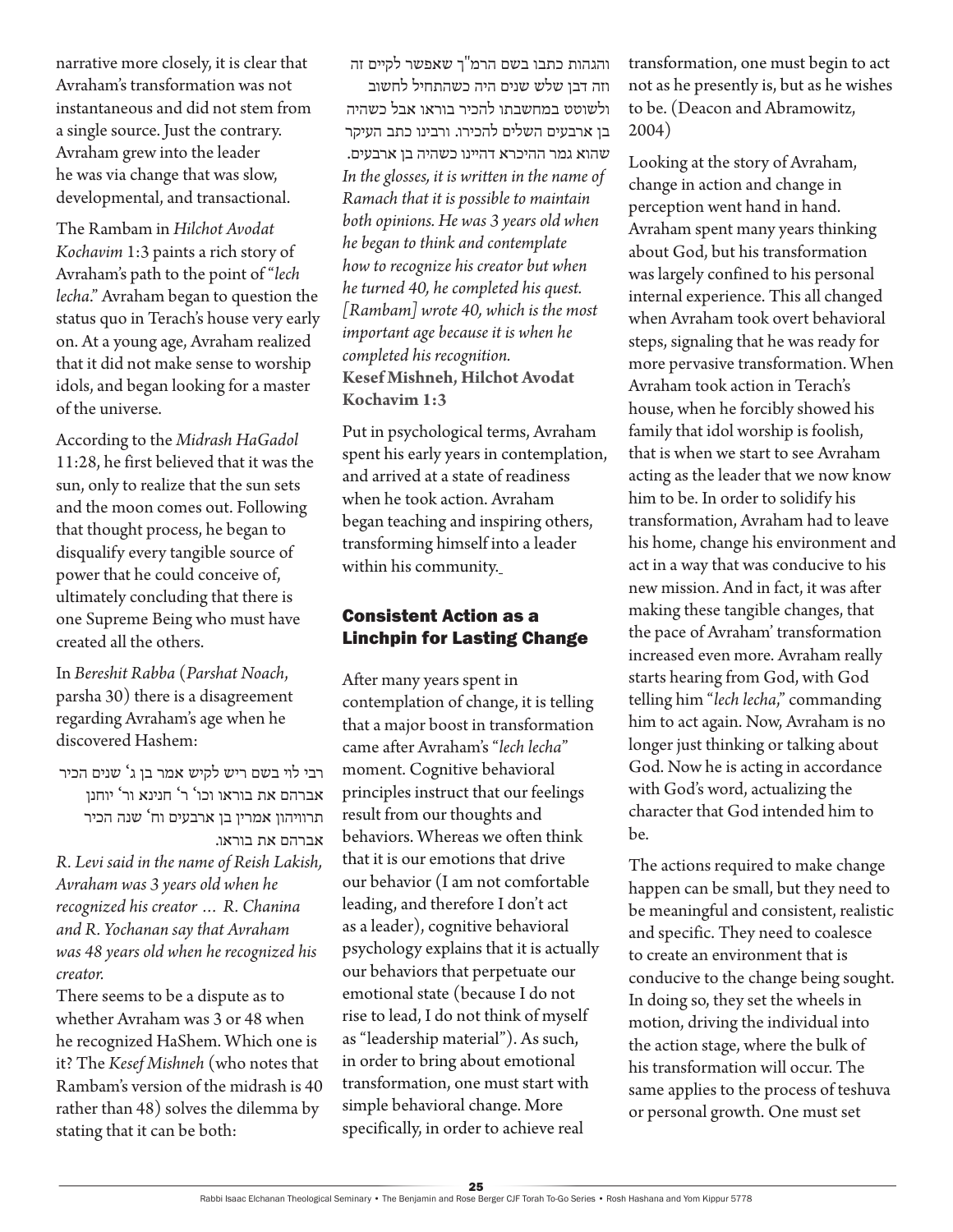narrative more closely, it is clear that Avraham's transformation was not instantaneous and did not stem from a single source. Just the contrary. Avraham grew into the leader he was via change that was slow, developmental, and transactional.

The Rambam in *Hilchot Avodat Kochavim* 1:3 paints a rich story of Avraham's path to the point of "*lech lecha*." Avraham began to question the status quo in Terach's house very early on. At a young age, Avraham realized that it did not make sense to worship idols, and began looking for a master of the universe.

According to the *Midrash HaGadol* 11:28, he first believed that it was the sun, only to realize that the sun sets and the moon comes out. Following that thought process, he began to disqualify every tangible source of power that he could conceive of, ultimately concluding that there is one Supreme Being who must have created all the others.

In *Bereshit Rabba* (*Parshat Noach*, parsha 30) there is a disagreement regarding Avraham's age when he discovered Hashem:

רבי לוי בשם ריש לקיש אמר בן ג' שנים הכיר אברהם את בוראו וכו' ר' חנינא ור' יוחנן תרוויהון אמרין בן ארבעים וח' שנה הכיר אברהם את בוראו.

*R. Levi said in the name of Reish Lakish, Avraham was 3 years old when he recognized his creator … R. Chanina and R. Yochanan say that Avraham was 48 years old when he recognized his creator.*

There seems to be a dispute as to whether Avraham was 3 or 48 when he recognized HaShem. Which one is it? The *Kesef Mishneh* (who notes that Rambam's version of the midrash is 40 rather than 48) solves the dilemma by stating that it can be both:

והגהות כתבו בשם הרמ"ך שאפשר לקיים זה וזה דבן שלש שנים היה כשהתחיל לחשוב ולשוטט במחשבתו להכיר בוראו אבל כשהיה בן ארבעים השלים להכירו. ורבינו כתב העיקר שהוא גמר ההיכרא דהיינו כשהיה בן ארבעים.

*In the glosses, it is written in the name of Ramach that it is possible to maintain both opinions. He was 3 years old when he began to think and contemplate how to recognize his creator but when he turned 40, he completed his quest. [Rambam] wrote 40, which is the most important age because it is when he completed his recognition.*

**Kesef Mishneh, Hilchot Avodat Kochavim 1:3**

Put in psychological terms, Avraham spent his early years in contemplation, and arrived at a state of readiness when he took action. Avraham began teaching and inspiring others, transforming himself into a leader within his community.

## Consistent Action as a Linchpin for Lasting Change

After many years spent in contemplation of change, it is telling that a major boost in transformation came after Avraham's "*lech lecha*" moment. Cognitive behavioral principles instruct that our feelings result from our thoughts and behaviors. Whereas we often think that it is our emotions that drive our behavior (I am not comfortable leading, and therefore I don't act as a leader), cognitive behavioral psychology explains that it is actually our behaviors that perpetuate our emotional state (because I do not rise to lead, I do not think of myself as "leadership material"). As such, in order to bring about emotional transformation, one must start with simple behavioral change. More specifically, in order to achieve real transformation, one must begin to act not as he presently is, but as he wishes to be. (Deacon and Abramowitz, 2004)

Looking at the story of Avraham, change in action and change in perception went hand in hand. Avraham spent many years thinking about God, but his transformation was largely confined to his personal internal experience. This all changed when Avraham took overt behavioral steps, signaling that he was ready for more pervasive transformation. When Avraham took action in Terach's house, when he forcibly showed his family that idol worship is foolish, that is when we start to see Avraham acting as the leader that we now know him to be. In order to solidify his transformation, Avraham had to leave his home, change his environment and act in a way that was conducive to his new mission. And in fact, it was after making these tangible changes, that the pace of Avraham' transformation increased even more. Avraham really starts hearing from God, with God telling him "*lech lecha*," commanding him to act again. Now, Avraham is no longer just thinking or talking about God. Now he is acting in accordance with God's word, actualizing the character that God intended him to be.

The actions required to make change happen can be small, but they need to be meaningful and consistent, realistic and specific. They need to coalesce to create an environment that is conducive to the change being sought. In doing so, they set the wheels in motion, driving the individual into the action stage, where the bulk of his transformation will occur. The same applies to the process of teshuva or personal growth. One must set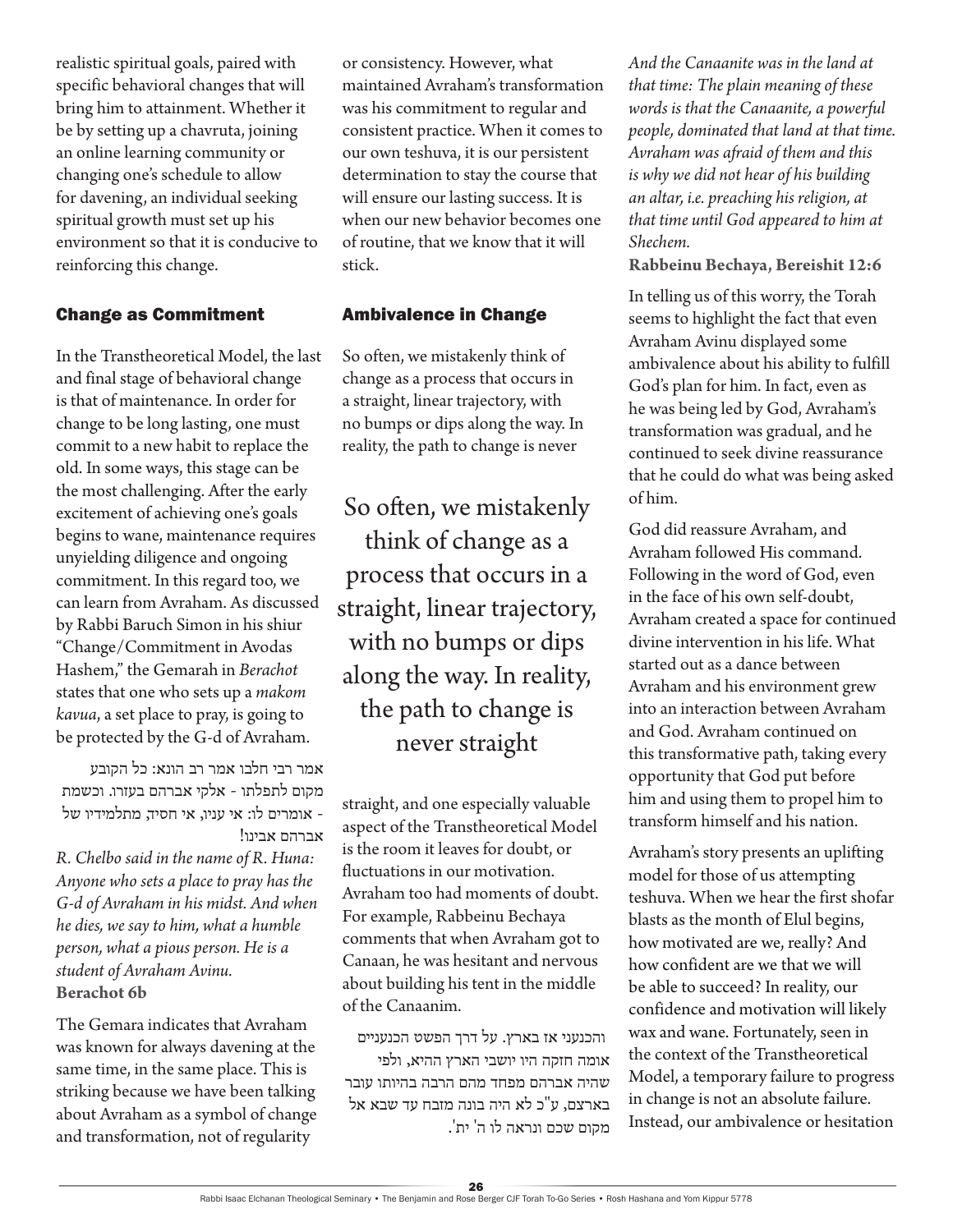realistic spiritual goals, paired with specific behavioral changes that will bring him to attainment. Whether it be by setting up a chavruta, joining an online learning community or changing one's schedule to allow for davening, an individual seeking spiritual growth must set up his environment so that it is conducive to reinforcing this change.

## Change as Commitment

In the Transtheoretical Model, the last and final stage of behavioral change is that of maintenance. In order for change to be long lasting, one must commit to a new habit to replace the old. In some ways, this stage can be the most challenging. After the early excitement of achieving one's goals begins to wane, maintenance requires unyielding diligence and ongoing commitment. In this regard too, we can learn from Avraham. As discussed by Rabbi Baruch Simon in his shiur "Change/Commitment in Avodas Hashem," the Gemarah in *Berachot* states that one who sets up a *makom kavua*, a set place to pray, is going to be protected by the G-d of Avraham.

אמר רבי חלבו אמר רב הונא: כל הקובע מקום לתפלתו - אלקי אברהם בעזרו. וכשמת - אומרים לו: אי עניו, אי חסיד, מתלמידיו של אברהם אבינו!

*R. Chelbo said in the name of R. Huna: Anyone who sets a place to pray has the G-d of Avraham in his midst. And when he dies, we say to him, what a humble person, what a pious person. He is a student of Avraham Avinu.*
**Berachot 6b**

The Gemara indicates that Avraham was known for always davening at the same time, in the same place. This is striking because we have been talking about Avraham as a symbol of change and transformation, not of regularity or consistency. However, what maintained Avraham's transformation was his commitment to regular and consistent practice. When it comes to our own teshuva, it is our persistent determination to stay the course that will ensure our lasting success. It is when our new behavior becomes one of routine, that we know that it will stick.

## Ambivalence in Change

So often, we mistakenly think of change as a process that occurs in a straight, linear trajectory, with no bumps or dips along the way. In reality, the path to change is never straight, and one especially valuable aspect of the Transtheoretical Model is the room it leaves for doubt, or fluctuations in our motivation. Avraham too had moments of doubt. For example, Rabbeinu Bechaya comments that when Avraham got to Canaan, he was hesitant and nervous about building his tent in the middle of the Canaanim.

> So often, we mistakenly think of change as a process that occurs in a straight, linear trajectory, with no bumps or dips along the way. In reality, the path to change is never straight

והכנעני אז בארץ. על דרך הפשט הכנעניים אומה חזקה היו יושבי הארץ ההיא, ולפי שהיה אברהם מפחד מהם הרבה בהיותו עובר בארצם, ע"כ לא היה בונה מזבח עד שבא אל מקום שכם ונראה לו ה' ית'.

*And the Canaanite was in the land at that time: The plain meaning of these words is that the Canaanite, a powerful people, dominated that land at that time. Avraham was afraid of them and this is why we did not hear of his building an altar, i.e. preaching his religion, at that time until God appeared to him at Shechem.*
**Rabbeinu Bechaya, Bereishit 12:6**

In telling us of this worry, the Torah seems to highlight the fact that even Avraham Avinu displayed some ambivalence about his ability to fulfill God's plan for him. In fact, even as he was being led by God, Avraham's transformation was gradual, and he continued to seek divine reassurance that he could do what was being asked of him.

God did reassure Avraham, and Avraham followed His command. Following in the word of God, even in the face of his own self-doubt, Avraham created a space for continued divine intervention in his life. What started out as a dance between Avraham and his environment grew into an interaction between Avraham and God. Avraham continued on this transformative path, taking every opportunity that God put before him and using them to propel him to transform himself and his nation.

Avraham's story presents an uplifting model for those of us attempting teshuva. When we hear the first shofar blasts as the month of Elul begins, how motivated are we, really? And how confident are we that we will be able to succeed? In reality, our confidence and motivation will likely wax and wane. Fortunately, seen in the context of the Transtheoretical Model, a temporary failure to progress in change is not an absolute failure. Instead, our ambivalence or hesitation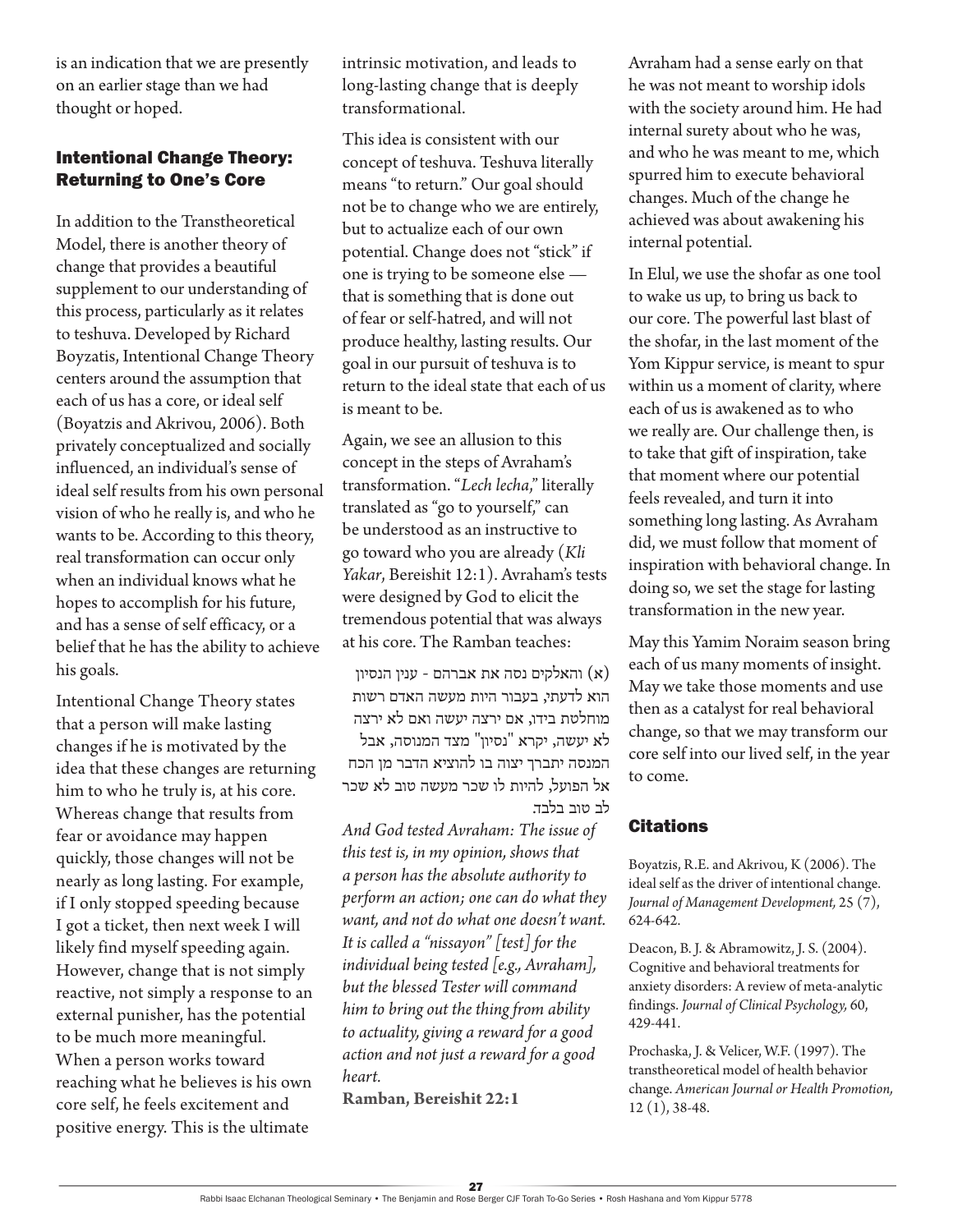is an indication that we are presently on an earlier stage than we had thought or hoped.

## Intentional Change Theory: Returning to One's Core

In addition to the Transtheoretical Model, there is another theory of change that provides a beautiful supplement to our understanding of this process, particularly as it relates to teshuva. Developed by Richard Boyzatis, Intentional Change Theory centers around the assumption that each of us has a core, or ideal self (Boyatzis and Akrivou, 2006). Both privately conceptualized and socially influenced, an individual's sense of ideal self results from his own personal vision of who he really is, and who he wants to be. According to this theory, real transformation can occur only when an individual knows what he hopes to accomplish for his future, and has a sense of self efficacy, or a belief that he has the ability to achieve his goals.

Intentional Change Theory states that a person will make lasting changes if he is motivated by the idea that these changes are returning him to who he truly is, at his core. Whereas change that results from fear or avoidance may happen quickly, those changes will not be nearly as long lasting. For example, if I only stopped speeding because I got a ticket, then next week I will likely find myself speeding again. However, change that is not simply reactive, not simply a response to an external punisher, has the potential to be much more meaningful. When a person works toward reaching what he believes is his own core self, he feels excitement and positive energy. This is the ultimate intrinsic motivation, and leads to long-lasting change that is deeply transformational.

This idea is consistent with our concept of teshuva. Teshuva literally means "to return." Our goal should not be to change who we are entirely, but to actualize each of our own potential. Change does not "stick" if one is trying to be someone else — that is something that is done out of fear or self-hatred, and will not produce healthy, lasting results. Our goal in our pursuit of teshuva is to return to the ideal state that each of us is meant to be.

Again, we see an allusion to this concept in the steps of Avraham's transformation. "*Lech lecha*," literally translated as "go to yourself," can be understood as an instructive to go toward who you are already (*Kli Yakar*, Bereishit 12:1). Avraham's tests were designed by God to elicit the tremendous potential that was always at his core. The Ramban teaches:

(א) והאלקים נסה את אברהם - ענין הנסיון הוא לדעתי, בעבור היות מעשה האדם רשות מוחלטת בידו, אם ירצה יעשה ואם לא ירצה לא יעשה, יקרא "נסיון" מצד המנוסה, אבל המנסה יתברך יצוה בו להוציא הדבר מן הכח אל הפועל, להיות לו שכר מעשה טוב לא שכר לב טוב בלבד.

*And God tested Avraham: The issue of this test is, in my opinion, shows that a person has the absolute authority to perform an action; one can do what they want, and not do what one doesn't want. It is called a "nissayon" [test] for the individual being tested [e.g., Avraham], but the blessed Tester will command him to bring out the thing from ability to actuality, giving a reward for a good action and not just a reward for a good heart.*

**Ramban, Bereishit 22:1**

Avraham had a sense early on that he was not meant to worship idols with the society around him. He had internal surety about who he was, and who he was meant to me, which spurred him to execute behavioral changes. Much of the change he achieved was about awakening his internal potential.

In Elul, we use the shofar as one tool to wake us up, to bring us back to our core. The powerful last blast of the shofar, in the last moment of the Yom Kippur service, is meant to spur within us a moment of clarity, where each of us is awakened as to who we really are. Our challenge then, is to take that gift of inspiration, take that moment where our potential feels revealed, and turn it into something long lasting. As Avraham did, we must follow that moment of inspiration with behavioral change. In doing so, we set the stage for lasting transformation in the new year.

May this Yamim Noraim season bring each of us many moments of insight. May we take those moments and use then as a catalyst for real behavioral change, so that we may transform our core self into our lived self, in the year to come.

## Citations

Boyatzis, R.E. and Akrivou, K (2006). The ideal self as the driver of intentional change. *Journal of Management Development,* 25 (7), 624-642.

Deacon, B. J. & Abramowitz, J. S. (2004). Cognitive and behavioral treatments for anxiety disorders: A review of meta-analytic findings. *Journal of Clinical Psychology,* 60, 429-441.

Prochaska, J. & Velicer, W.F. (1997). The transtheoretical model of health behavior change. *American Journal or Health Promotion,* 12 (1), 38-48.